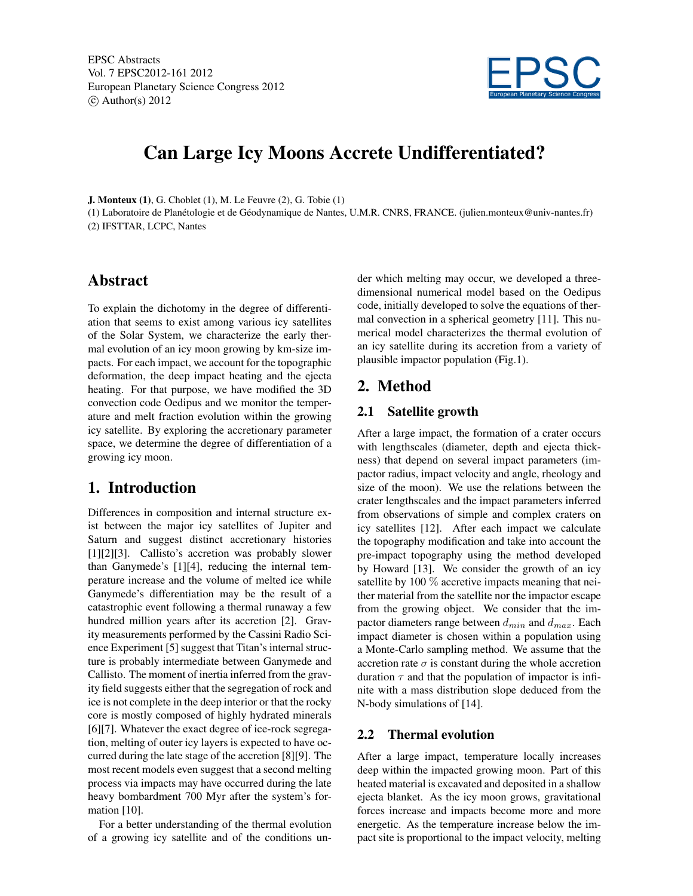# Can Large Icy Moons Accrete Undifferentiated?

**J. Monteux (1)**, G. Choblet (1), M. Le Feuvre (2), G. Tobie (1)

(1) Laboratoire de Planétologie et de Géodynamique de Nantes, U.M.R. CNRS, FRANCE. (julien.monteux@univ-nantes.fr)

(2) IFSTTAR, LCPC, Nantes

## Abstract

To explain the dichotomy in the degree of differentiation that seems to exist among various icy satellites of the Solar System, we characterize the early thermal evolution of an icy moon growing by km-size impacts. For each impact, we account for the topographic deformation, the deep impact heating and the ejecta heating. For that purpose, we have modified the 3D convection code Oedipus and we monitor the temperature and melt fraction evolution within the growing icy satellite. By exploring the accretionary parameter space, we determine the degree of differentiation of a growing icy moon.

## 1. Introduction

Differences in composition and internal structure exist between the major icy satellites of Jupiter and Saturn and suggest distinct accretionary histories [1][2][3]. Callisto's accretion was probably slower than Ganymede's [1][4], reducing the internal temperature increase and the volume of melted ice while Ganymede's differentiation may be the result of a catastrophic event following a thermal runaway a few hundred million years after its accretion [2]. Gravity measurements performed by the Cassini Radio Science Experiment [5] suggest that Titan's internal structure is probably intermediate between Ganymede and Callisto. The moment of inertia inferred from the gravity field suggests either that the segregation of rock and ice is not complete in the deep interior or that the rocky core is mostly composed of highly hydrated minerals [6][7]. Whatever the exact degree of ice-rock segregation, melting of outer icy layers is expected to have occurred during the late stage of the accretion [8][9]. The most recent models even suggest that a second melting process via impacts may have occurred during the late heavy bombardment 700 Myr after the system's formation [10].

For a better understanding of the thermal evolution of a growing icy satellite and of the conditions under which melting may occur, we developed a three-dimensional numerical model based on the Oedipus code, initially developed to solve the equations of thermal convection in a spherical geometry [11]. This numerical model characterizes the thermal evolution of an icy satellite during its accretion from a variety of plausible impactor population (Fig.1).

## 2. Method

### 2.1 Satellite growth

After a large impact, the formation of a crater occurs with lengthscales (diameter, depth and ejecta thickness) that depend on several impact parameters (impactor radius, impact velocity and angle, rheology and size of the moon). We use the relations between the crater lengthscales and the impact parameters inferred from observations of simple and complex craters on icy satellites [12]. After each impact we calculate the topography modification and take into account the pre-impact topography using the method developed by Howard [13]. We consider the growth of an icy satellite by 100 % accretive impacts meaning that neither material from the satellite nor the impactor escape from the growing object. We consider that the impactor diameters range between $d_{min}$ and $d_{max}$. Each impact diameter is chosen within a population using a Monte-Carlo sampling method. We assume that the accretion rate $\sigma$ is constant during the whole accretion duration $\tau$ and that the population of impactor is infinite with a mass distribution slope deduced from the N-body simulations of [14].

### 2.2 Thermal evolution

After a large impact, temperature locally increases deep within the impacted growing moon. Part of this heated material is excavated and deposited in a shallow ejecta blanket. As the icy moon grows, gravitational forces increase and impacts become more and more energetic. As the temperature increase below the impact site is proportional to the impact velocity, melting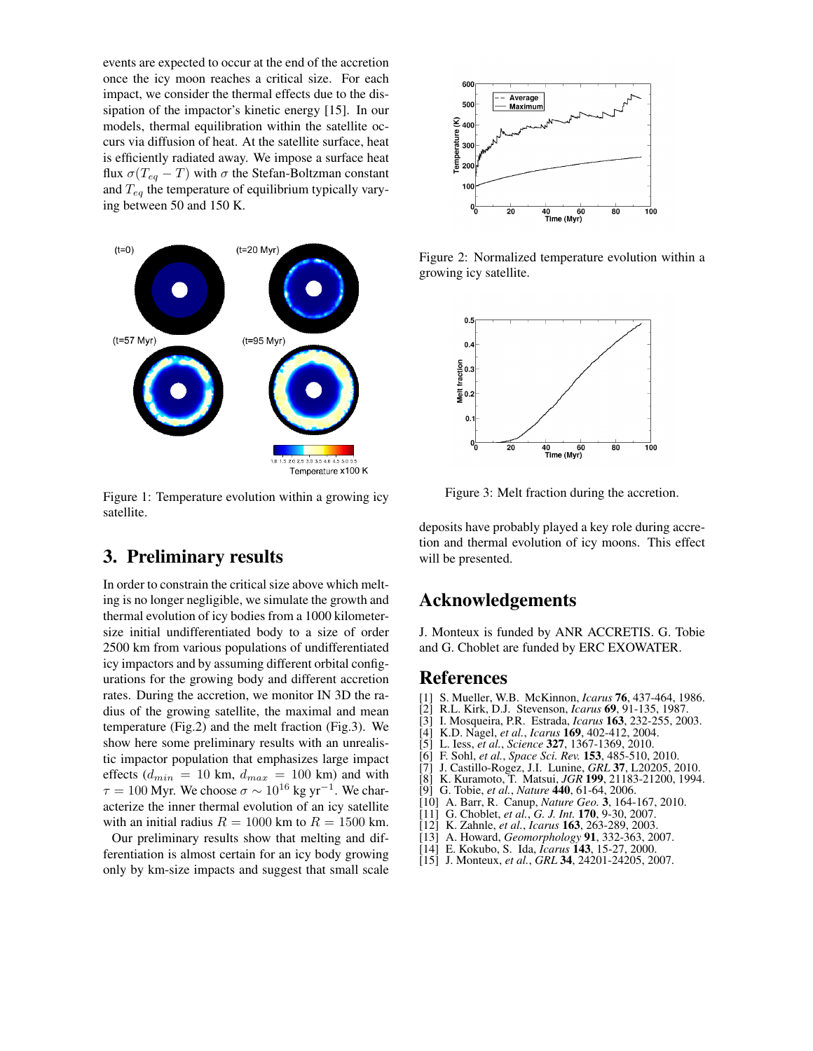events are expected to occur at the end of the accretion once the icy moon reaches a critical size. For each impact, we consider the thermal effects due to the dissipation of the impactor's kinetic energy [15]. In our models, thermal equilibration within the satellite occurs via diffusion of heat. At the satellite surface, heat is efficiently radiated away. We impose a surface heat flux $\sigma(T_{eq} - T)$ with $\sigma$ the Stefan-Boltzman constant and $T_{eq}$ the temperature of equilibrium typically varying between 50 and 150 K.

(t=0)
(t=20 Myr)
(t=57 Myr)
(t=95 Myr)
1.0 1.5 2.0 2.5 3.0 3.5 4.0 4.5 5.0 5.5
Temperature x100 K

Figure 1: Temperature evolution within a growing icy satellite.

## 3. Preliminary results

In order to constrain the critical size above which melting is no longer negligible, we simulate the growth and thermal evolution of icy bodies from a 1000 kilometer-size initial undifferentiated body to a size of order 2500 km from various populations of undifferentiated icy impactors and by assuming different orbital configurations for the growing body and different accretion rates. During the accretion, we monitor IN 3D the radius of the growing satellite, the maximal and mean temperature (Fig.2) and the melt fraction (Fig.3). We show here some preliminary results with an unrealistic impactor population that emphasizes large impact effects ($d_{min} = 10$ km, $d_{max} = 100$ km) and with $\tau = 100$ Myr. We choose $\sigma \sim 10^{16}$ kg yr$^{-1}$. We characterize the inner thermal evolution of an icy satellite with an initial radius $R = 1000$ km to $R = 1500$ km.

Our preliminary results show that melting and differentiation is almost certain for an icy body growing only by km-size impacts and suggest that small scale

Average
Maximum
Temperature (K)
Time (Myr)

Figure 2: Normalized temperature evolution within a growing icy satellite.

Melt fraction
Time (Myr)

Figure 3: Melt fraction during the accretion.

deposits have probably played a key role during accretion and thermal evolution of icy moons. This effect will be presented.

## Acknowledgements

J. Monteux is funded by ANR ACCRETIS. G. Tobie and G. Choblet are funded by ERC EXOWATER.

## References

[1] S. Mueller, W.B. McKinnon, *Icarus* **76**, 437-464, 1986.
[2] R.L. Kirk, D.J. Stevenson, *Icarus* **69**, 91-135, 1987.
[3] I. Mosqueira, P.R. Estrada, *Icarus* **163**, 232-255, 2003.
[4] K.D. Nagel, *et al.*, *Icarus* **169**, 402-412, 2004.
[5] L. Iess, *et al.*, *Science* **327**, 1367-1369, 2010.
[6] F. Sohl, *et al.*, *Space Sci. Rev.* **153**, 485-510, 2010.
[7] J. Castillo-Rogez, J.I. Lunine, *GRL* **37**, L20205, 2010.
[8] K. Kuramoto, T. Matsui, *JGR* **199**, 21183-21200, 1994.
[9] G. Tobie, *et al.*, *Nature* **440**, 61-64, 2006.
[10] A. Barr, R. Canup, *Nature Geo.* **3**, 164-167, 2010.
[11] G. Choblet, *et al.*, *G. J. Int.* **170**, 9-30, 2007.
[12] K. Zahnle, *et al.*, *Icarus* **163**, 263-289, 2003.
[13] A. Howard, *Geomorphology* **91**, 332-363, 2007.
[14] E. Kokubo, S. Ida, *Icarus* **143**, 15-27, 2000.
[15] J. Monteux, *et al.*, *GRL* **34**, 24201-24205, 2007.